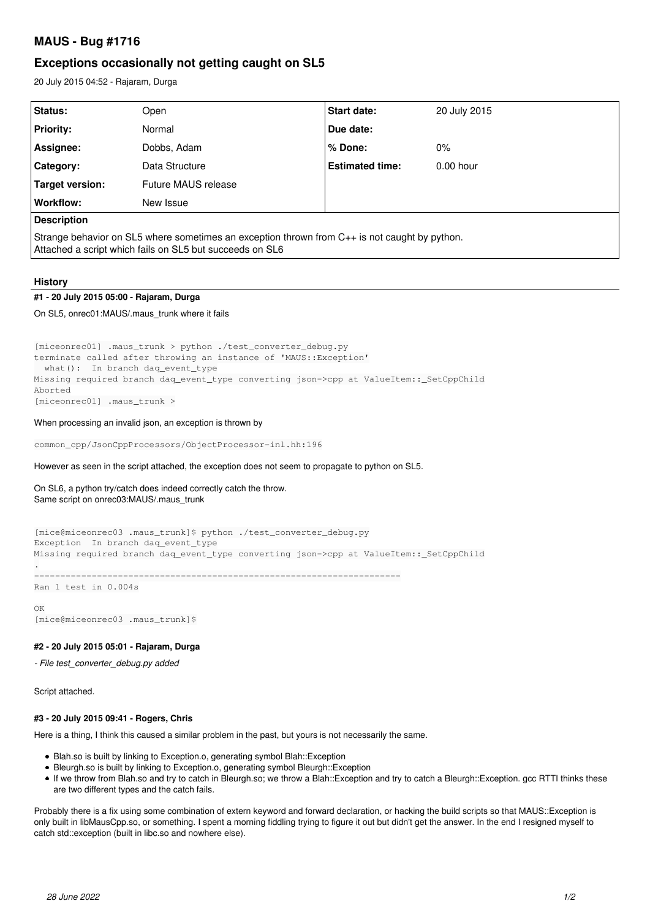# MAUS - Bug #1716

## Exceptions occasionally not getting caught on SL5

20 July 2015 04:52 - Rajaram, Durga

| Status: | Open | Start date: | 20 July 2015 |
| --- | --- | --- | --- |
| Priority: | Normal | Due date: | |
| Assignee: | Dobbs, Adam | % Done: | 0% |
| Category: | Data Structure | Estimated time: | 0.00 hour |
| Target version: | Future MAUS release | | |
| Workflow: | New Issue | | |

**Description**

Strange behavior on SL5 where sometimes an exception thrown from C++ is not caught by python.
Attached a script which fails on SL5 but succeeds on SL6

### History

#### #1 - 20 July 2015 05:00 - Rajaram, Durga

On SL5, onrec01:MAUS/.maus_trunk where it fails

```
[miceonrec01] .maus_trunk > python ./test_converter_debug.py
terminate called after throwing an instance of 'MAUS::Exception'
  what():  In branch daq_event_type
Missing required branch daq_event_type converting json->cpp at ValueItem::_SetCppChild
Aborted
[miceonrec01] .maus_trunk >
```

When processing an invalid json, an exception is thrown by

```
common_cpp/JsonCppProcessors/ObjectProcessor-inl.hh:196
```

However as seen in the script attached, the exception does not seem to propagate to python on SL5.

On SL6, a python try/catch does indeed correctly catch the throw.
Same script on onrec03:MAUS/.maus_trunk

```
[mice@miceonrec03 .maus_trunk]$ python ./test_converter_debug.py
Exception  In branch daq_event_type
Missing required branch daq_event_type converting json->cpp at ValueItem::_SetCppChild
.
----------------------------------------------------------------------
Ran 1 test in 0.004s

OK
[mice@miceonrec03 .maus_trunk]$
```

#### #2 - 20 July 2015 05:01 - Rajaram, Durga

*- File test_converter_debug.py added*

Script attached.

#### #3 - 20 July 2015 09:41 - Rogers, Chris

Here is a thing, I think this caused a similar problem in the past, but yours is not necessarily the same.

- Blah.so is built by linking to Exception.o, generating symbol Blah::Exception
- Bleurgh.so is built by linking to Exception.o, generating symbol Bleurgh::Exception
- If we throw from Blah.so and try to catch in Bleurgh.so; we throw a Blah::Exception and try to catch a Bleurgh::Exception. gcc RTTI thinks these are two different types and the catch fails.

Probably there is a fix using some combination of extern keyword and forward declaration, or hacking the build scripts so that MAUS::Exception is only built in libMausCpp.so, or something. I spent a morning fiddling trying to figure it out but didn't get the answer. In the end I resigned myself to catch std::exception (built in libc.so and nowhere else).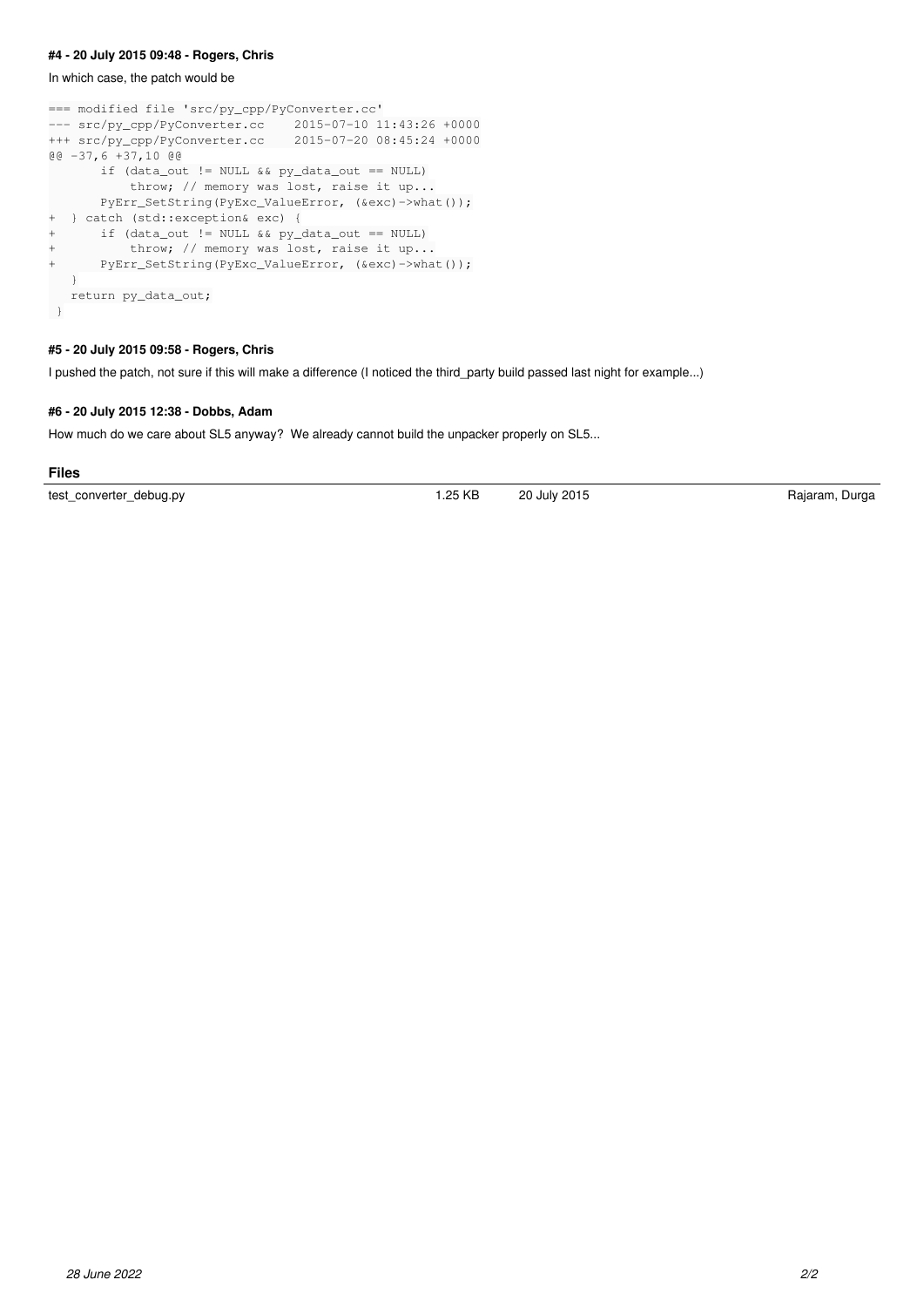#### #4 - 20 July 2015 09:48 - Rogers, Chris

In which case, the patch would be

```
=== modified file 'src/py_cpp/PyConverter.cc'
--- src/py_cpp/PyConverter.cc    2015-07-10 11:43:26 +0000
+++ src/py_cpp/PyConverter.cc    2015-07-20 08:45:24 +0000
@@ -37,6 +37,10 @@
        if (data_out != NULL && py_data_out == NULL)
            throw; // memory was lost, raise it up...
        PyErr_SetString(PyExc_ValueError, (&exc)->what());
+   } catch (std::exception& exc) {
+       if (data_out != NULL && py_data_out == NULL)
+           throw; // memory was lost, raise it up...
+       PyErr_SetString(PyExc_ValueError, (&exc)->what());
    }
    return py_data_out;
 }
```

#### #5 - 20 July 2015 09:58 - Rogers, Chris

I pushed the patch, not sure if this will make a difference (I noticed the third_party build passed last night for example...)

#### #6 - 20 July 2015 12:38 - Dobbs, Adam

How much do we care about SL5 anyway? We already cannot build the unpacker properly on SL5...

### Files

| | | | |
|---|---|---|---|
| test_converter_debug.py | 1.25 KB | 20 July 2015 | Rajaram, Durga |